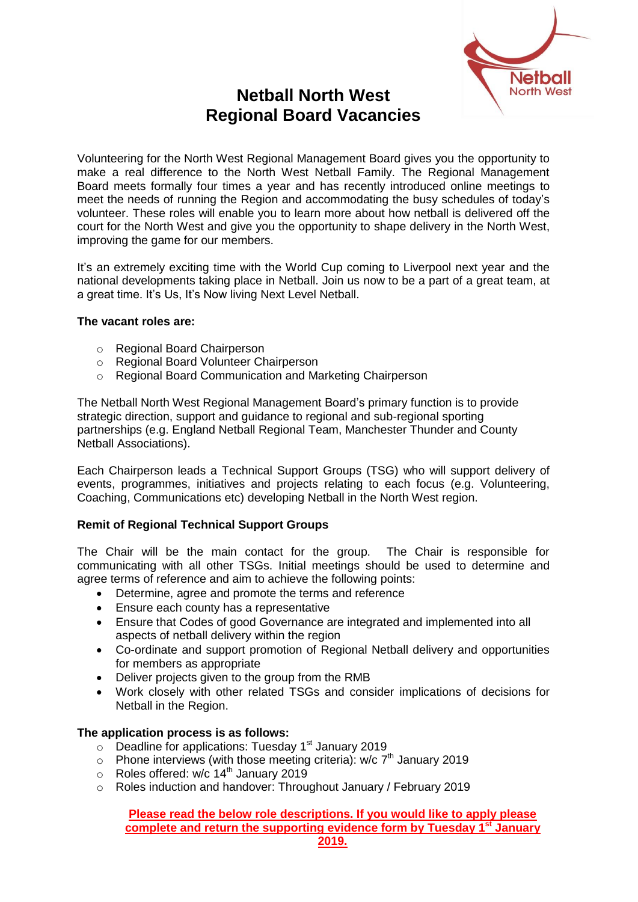# Netball North West
# Regional Board Vacancies

Volunteering for the North West Regional Management Board gives you the opportunity to make a real difference to the North West Netball Family. The Regional Management Board meets formally four times a year and has recently introduced online meetings to meet the needs of running the Region and accommodating the busy schedules of today's volunteer. These roles will enable you to learn more about how netball is delivered off the court for the North West and give you the opportunity to shape delivery in the North West, improving the game for our members.

It's an extremely exciting time with the World Cup coming to Liverpool next year and the national developments taking place in Netball. Join us now to be a part of a great team, at a great time. It's Us, It's Now living Next Level Netball.

**The vacant roles are:**

- Regional Board Chairperson
- Regional Board Volunteer Chairperson
- Regional Board Communication and Marketing Chairperson

The Netball North West Regional Management Board's primary function is to provide strategic direction, support and guidance to regional and sub-regional sporting partnerships (e.g. England Netball Regional Team, Manchester Thunder and County Netball Associations).

Each Chairperson leads a Technical Support Groups (TSG) who will support delivery of events, programmes, initiatives and projects relating to each focus (e.g. Volunteering, Coaching, Communications etc) developing Netball in the North West region.

**Remit of Regional Technical Support Groups**

The Chair will be the main contact for the group. The Chair is responsible for communicating with all other TSGs. Initial meetings should be used to determine and agree terms of reference and aim to achieve the following points:

- Determine, agree and promote the terms and reference
- Ensure each county has a representative
- Ensure that Codes of good Governance are integrated and implemented into all aspects of netball delivery within the region
- Co-ordinate and support promotion of Regional Netball delivery and opportunities for members as appropriate
- Deliver projects given to the group from the RMB
- Work closely with other related TSGs and consider implications of decisions for Netball in the Region.

**The application process is as follows:**

- Deadline for applications: Tuesday 1st January 2019
- Phone interviews (with those meeting criteria): w/c 7th January 2019
- Roles offered: w/c 14th January 2019
- Roles induction and handover: Throughout January / February 2019

**Please read the below role descriptions. If you would like to apply please complete and return the supporting evidence form by Tuesday 1st January 2019.**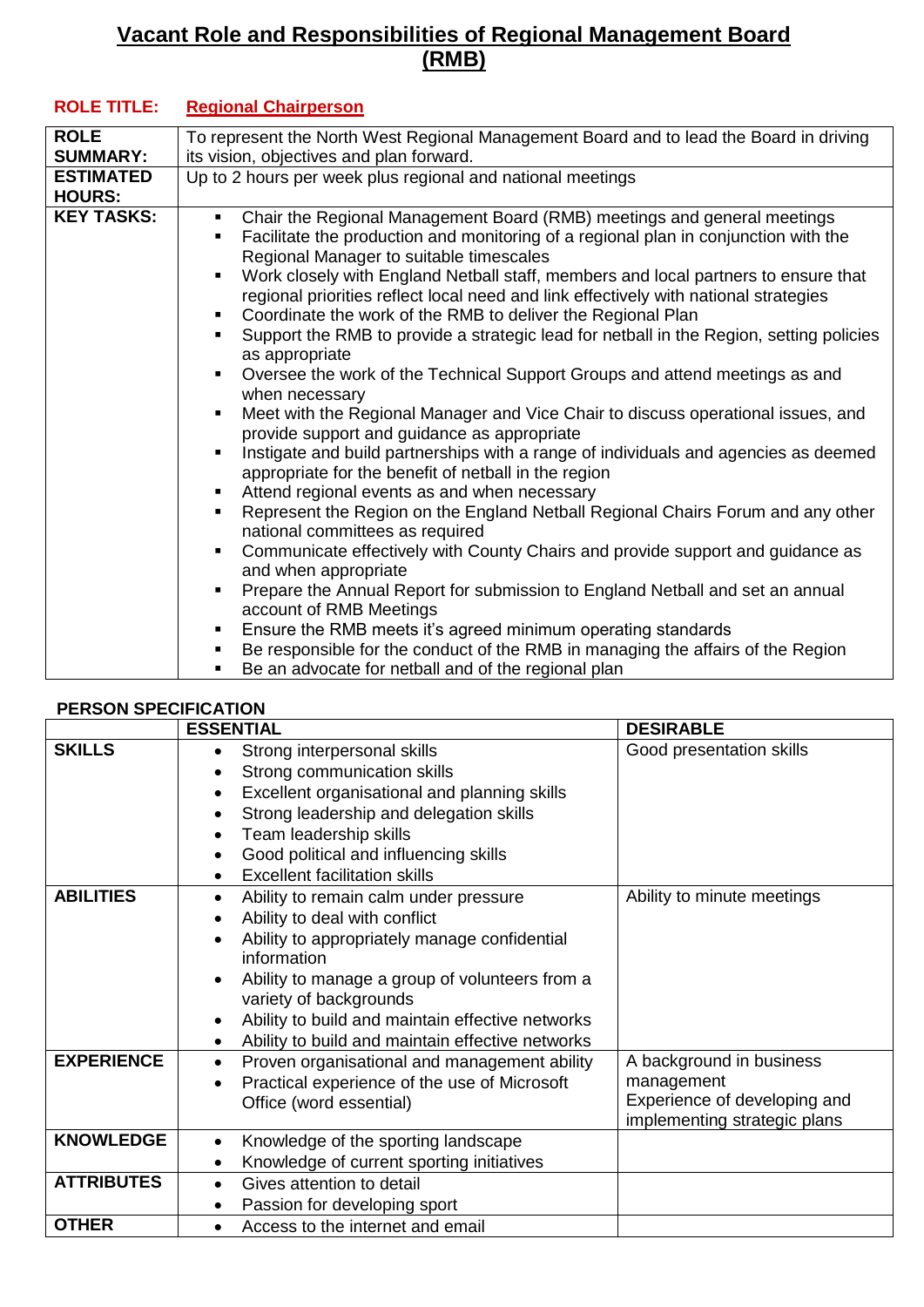# Vacant Role and Responsibilities of Regional Management Board (RMB)

**ROLE TITLE:** **Regional Chairperson**

| | |
|---|---|
| **ROLE SUMMARY:** | To represent the North West Regional Management Board and to lead the Board in driving its vision, objectives and plan forward. |
| **ESTIMATED HOURS:** | Up to 2 hours per week plus regional and national meetings |
| **KEY TASKS:** | ▪ Chair the Regional Management Board (RMB) meetings and general meetings<br>▪ Facilitate the production and monitoring of a regional plan in conjunction with the Regional Manager to suitable timescales<br>▪ Work closely with England Netball staff, members and local partners to ensure that regional priorities reflect local need and link effectively with national strategies<br>▪ Coordinate the work of the RMB to deliver the Regional Plan<br>▪ Support the RMB to provide a strategic lead for netball in the Region, setting policies as appropriate<br>▪ Oversee the work of the Technical Support Groups and attend meetings as and when necessary<br>▪ Meet with the Regional Manager and Vice Chair to discuss operational issues, and provide support and guidance as appropriate<br>▪ Instigate and build partnerships with a range of individuals and agencies as deemed appropriate for the benefit of netball in the region<br>▪ Attend regional events as and when necessary<br>▪ Represent the Region on the England Netball Regional Chairs Forum and any other national committees as required<br>▪ Communicate effectively with County Chairs and provide support and guidance as and when appropriate<br>▪ Prepare the Annual Report for submission to England Netball and set an annual account of RMB Meetings<br>▪ Ensure the RMB meets it's agreed minimum operating standards<br>▪ Be responsible for the conduct of the RMB in managing the affairs of the Region<br>▪ Be an advocate for netball and of the regional plan |

**PERSON SPECIFICATION**

| | ESSENTIAL | DESIRABLE |
|---|---|---|
| **SKILLS** | • Strong interpersonal skills<br>• Strong communication skills<br>• Excellent organisational and planning skills<br>• Strong leadership and delegation skills<br>• Team leadership skills<br>• Good political and influencing skills<br>• Excellent facilitation skills | Good presentation skills |
| **ABILITIES** | • Ability to remain calm under pressure<br>• Ability to deal with conflict<br>• Ability to appropriately manage confidential information<br>• Ability to manage a group of volunteers from a variety of backgrounds<br>• Ability to build and maintain effective networks<br>• Ability to build and maintain effective networks | Ability to minute meetings |
| **EXPERIENCE** | • Proven organisational and management ability<br>• Practical experience of the use of Microsoft Office (word essential) | A background in business management<br>Experience of developing and implementing strategic plans |
| **KNOWLEDGE** | • Knowledge of the sporting landscape<br>• Knowledge of current sporting initiatives | |
| **ATTRIBUTES** | • Gives attention to detail<br>• Passion for developing sport | |
| **OTHER** | • Access to the internet and email | |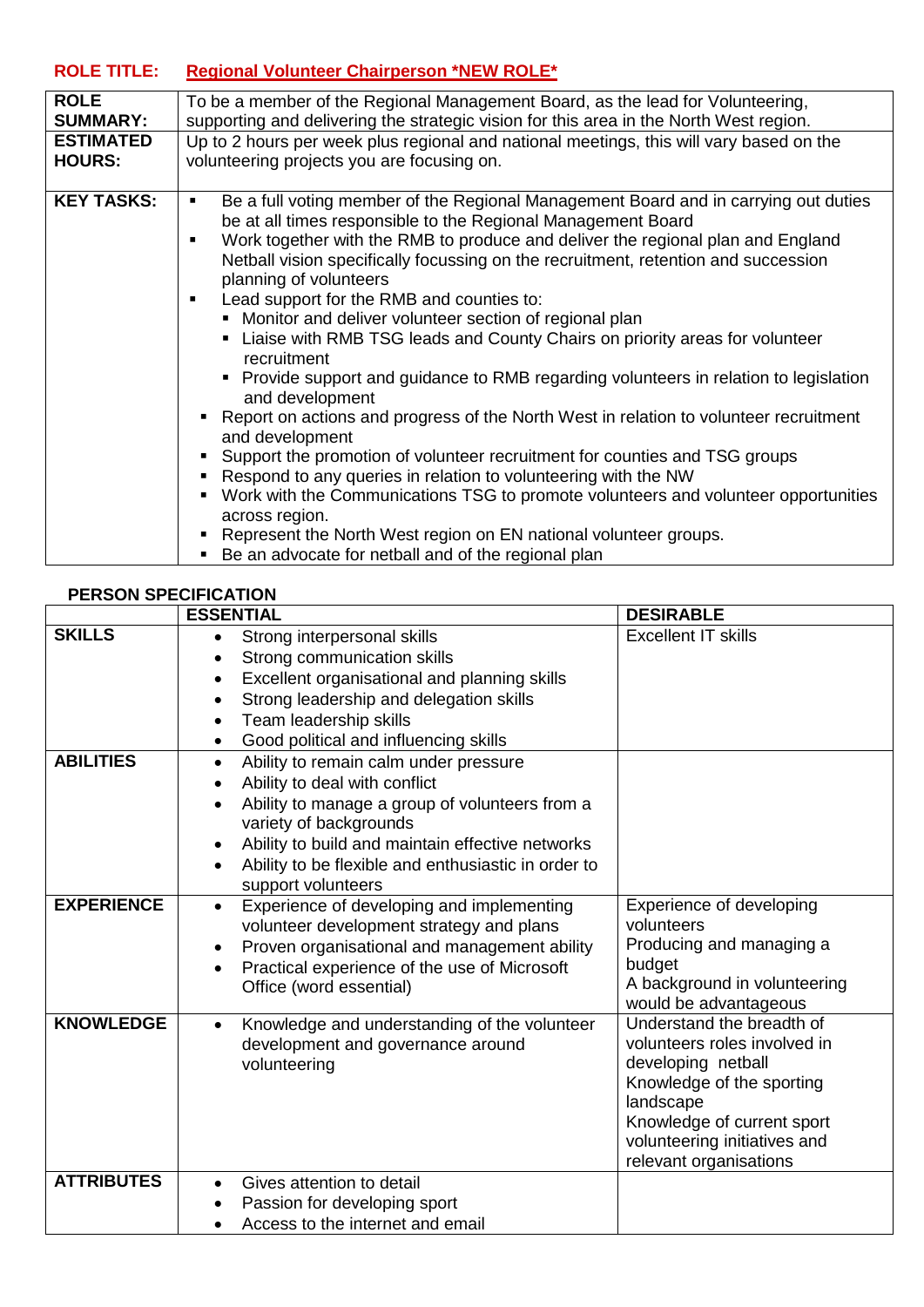**ROLE TITLE:** **Regional Volunteer Chairperson *NEW ROLE***

| | |
|---|---|
| **ROLE SUMMARY:** | To be a member of the Regional Management Board, as the lead for Volunteering, supporting and delivering the strategic vision for this area in the North West region. |
| **ESTIMATED HOURS:** | Up to 2 hours per week plus regional and national meetings, this will vary based on the volunteering projects you are focusing on. |
| **KEY TASKS:** | ▪ Be a full voting member of the Regional Management Board and in carrying out duties be at all times responsible to the Regional Management Board<br>▪ Work together with the RMB to produce and deliver the regional plan and England Netball vision specifically focussing on the recruitment, retention and succession planning of volunteers<br>▪ Lead support for the RMB and counties to:<br>&nbsp;&nbsp;▪ Monitor and deliver volunteer section of regional plan<br>&nbsp;&nbsp;▪ Liaise with RMB TSG leads and County Chairs on priority areas for volunteer recruitment<br>&nbsp;&nbsp;▪ Provide support and guidance to RMB regarding volunteers in relation to legislation and development<br>▪ Report on actions and progress of the North West in relation to volunteer recruitment and development<br>▪ Support the promotion of volunteer recruitment for counties and TSG groups<br>▪ Respond to any queries in relation to volunteering with the NW<br>▪ Work with the Communications TSG to promote volunteers and volunteer opportunities across region.<br>▪ Represent the North West region on EN national volunteer groups.<br>▪ Be an advocate for netball and of the regional plan |

**PERSON SPECIFICATION**

| | **ESSENTIAL** | **DESIRABLE** |
|---|---|---|
| **SKILLS** | • Strong interpersonal skills<br>• Strong communication skills<br>• Excellent organisational and planning skills<br>• Strong leadership and delegation skills<br>• Team leadership skills<br>• Good political and influencing skills | Excellent IT skills |
| **ABILITIES** | • Ability to remain calm under pressure<br>• Ability to deal with conflict<br>• Ability to manage a group of volunteers from a variety of backgrounds<br>• Ability to build and maintain effective networks<br>• Ability to be flexible and enthusiastic in order to support volunteers | |
| **EXPERIENCE** | • Experience of developing and implementing volunteer development strategy and plans<br>• Proven organisational and management ability<br>• Practical experience of the use of Microsoft Office (word essential) | Experience of developing volunteers<br>Producing and managing a budget<br>A background in volunteering would be advantageous |
| **KNOWLEDGE** | • Knowledge and understanding of the volunteer development and governance around volunteering | Understand the breadth of volunteers roles involved in developing netball<br>Knowledge of the sporting landscape<br>Knowledge of current sport volunteering initiatives and relevant organisations |
| **ATTRIBUTES** | • Gives attention to detail<br>• Passion for developing sport<br>• Access to the internet and email | |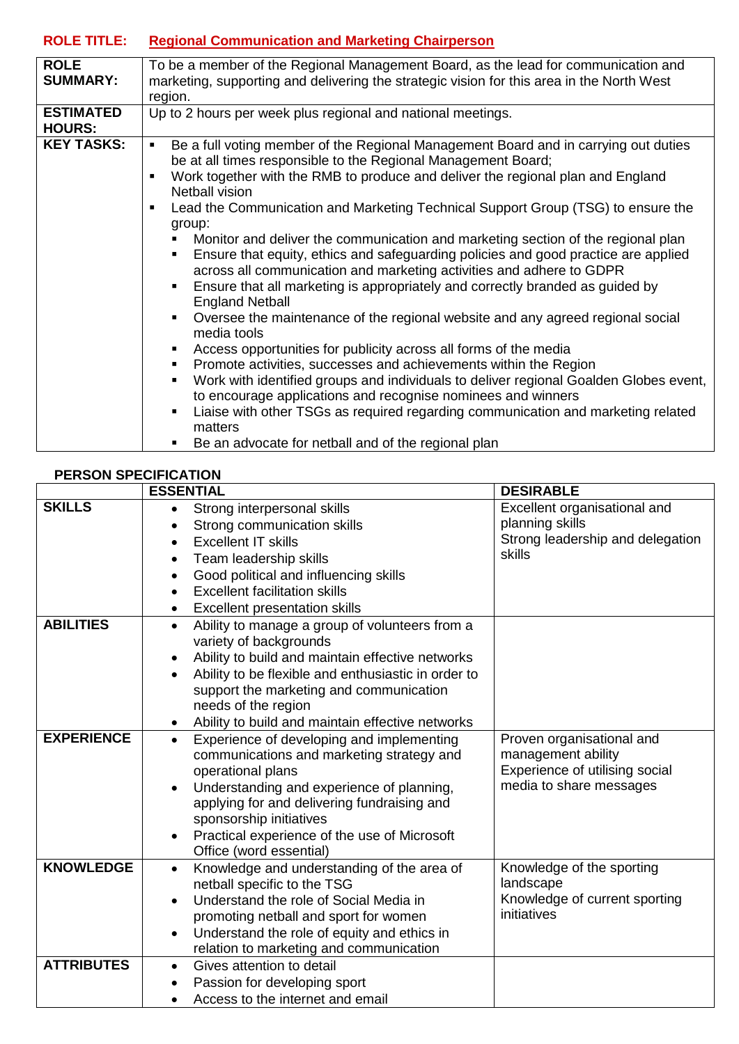**ROLE TITLE:** **Regional Communication and Marketing Chairperson**

| | |
|---|---|
| **ROLE SUMMARY:** | To be a member of the Regional Management Board, as the lead for communication and marketing, supporting and delivering the strategic vision for this area in the North West region. |
| **ESTIMATED HOURS:** | Up to 2 hours per week plus regional and national meetings. |
| **KEY TASKS:** | ▪ Be a full voting member of the Regional Management Board and in carrying out duties be at all times responsible to the Regional Management Board;<br>▪ Work together with the RMB to produce and deliver the regional plan and England Netball vision<br>▪ Lead the Communication and Marketing Technical Support Group (TSG) to ensure the group:<br>&nbsp;&nbsp;&nbsp;&nbsp;▪ Monitor and deliver the communication and marketing section of the regional plan<br>&nbsp;&nbsp;&nbsp;&nbsp;▪ Ensure that equity, ethics and safeguarding policies and good practice are applied across all communication and marketing activities and adhere to GDPR<br>&nbsp;&nbsp;&nbsp;&nbsp;▪ Ensure that all marketing is appropriately and correctly branded as guided by England Netball<br>&nbsp;&nbsp;&nbsp;&nbsp;▪ Oversee the maintenance of the regional website and any agreed regional social media tools<br>&nbsp;&nbsp;&nbsp;&nbsp;▪ Access opportunities for publicity across all forms of the media<br>&nbsp;&nbsp;&nbsp;&nbsp;▪ Promote activities, successes and achievements within the Region<br>&nbsp;&nbsp;&nbsp;&nbsp;▪ Work with identified groups and individuals to deliver regional Goalden Globes event, to encourage applications and recognise nominees and winners<br>&nbsp;&nbsp;&nbsp;&nbsp;▪ Liaise with other TSGs as required regarding communication and marketing related matters<br>&nbsp;&nbsp;&nbsp;&nbsp;▪ Be an advocate for netball and of the regional plan |

**PERSON SPECIFICATION**

| | **ESSENTIAL** | **DESIRABLE** |
|---|---|---|
| **SKILLS** | • Strong interpersonal skills<br>• Strong communication skills<br>• Excellent IT skills<br>• Team leadership skills<br>• Good political and influencing skills<br>• Excellent facilitation skills<br>• Excellent presentation skills | Excellent organisational and planning skills<br>Strong leadership and delegation skills |
| **ABILITIES** | • Ability to manage a group of volunteers from a variety of backgrounds<br>• Ability to build and maintain effective networks<br>• Ability to be flexible and enthusiastic in order to support the marketing and communication needs of the region<br>• Ability to build and maintain effective networks | |
| **EXPERIENCE** | • Experience of developing and implementing communications and marketing strategy and operational plans<br>• Understanding and experience of planning, applying for and delivering fundraising and sponsorship initiatives<br>• Practical experience of the use of Microsoft Office (word essential) | Proven organisational and management ability<br>Experience of utilising social media to share messages |
| **KNOWLEDGE** | • Knowledge and understanding of the area of netball specific to the TSG<br>• Understand the role of Social Media in promoting netball and sport for women<br>• Understand the role of equity and ethics in relation to marketing and communication | Knowledge of the sporting landscape<br>Knowledge of current sporting initiatives |
| **ATTRIBUTES** | • Gives attention to detail<br>• Passion for developing sport<br>• Access to the internet and email | |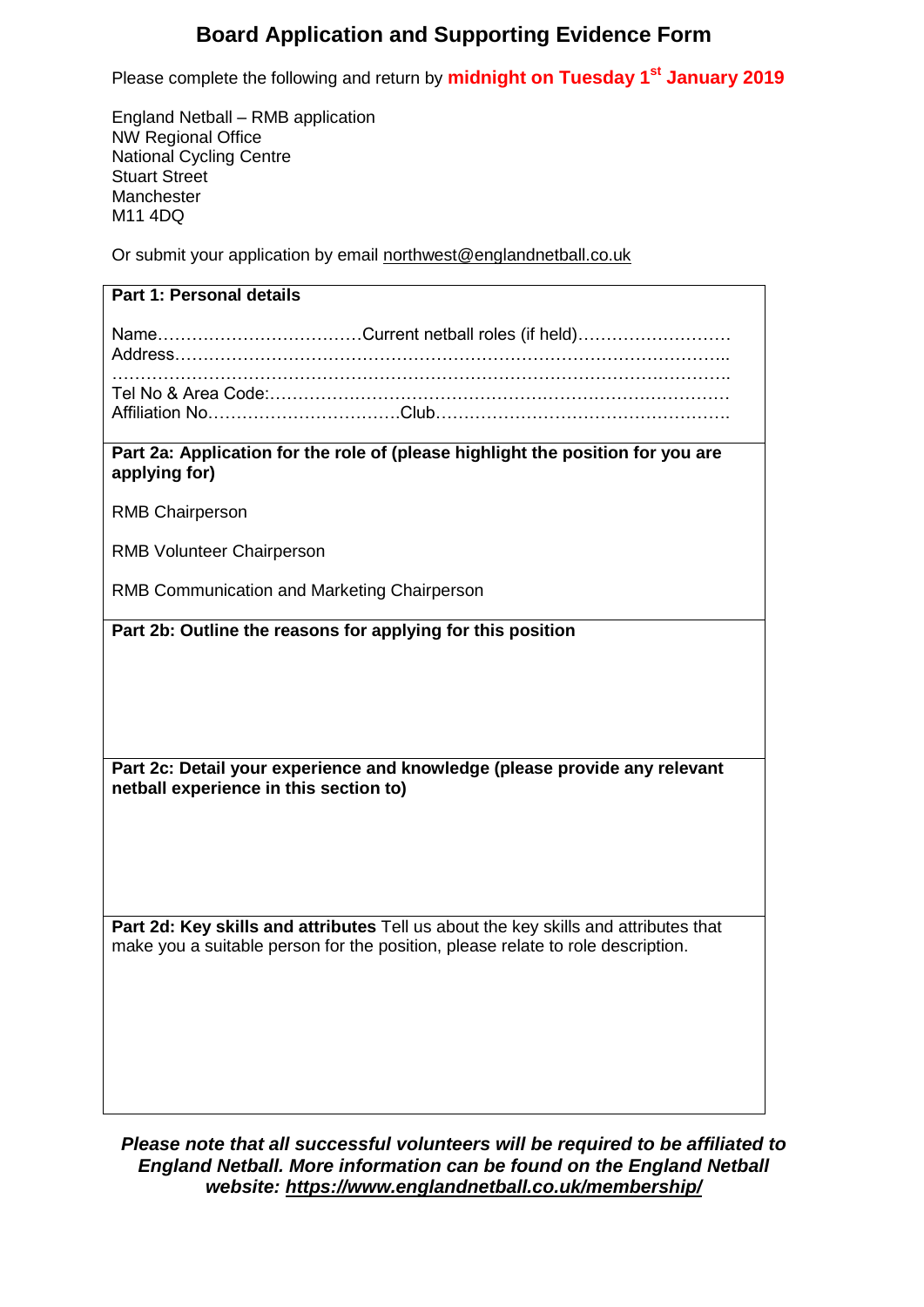# Board Application and Supporting Evidence Form

Please complete the following and return by **midnight on Tuesday 1st January 2019**

England Netball – RMB application
NW Regional Office
National Cycling Centre
Stuart Street
Manchester
M11 4DQ

Or submit your application by email northwest@englandnetball.co.uk

**Part 1: Personal details**

Name………………………………Current netball roles (if held)………………………
Address…………………………………………………………………………………..
………………………………………………………………………………………………
Tel No & Area Code:………………………………………………………………………
Affiliation No……………………………Club…………………………………………….

**Part 2a: Application for the role of (please highlight the position for you are applying for)**

RMB Chairperson

RMB Volunteer Chairperson

RMB Communication and Marketing Chairperson

**Part 2b: Outline the reasons for applying for this position**

**Part 2c: Detail your experience and knowledge (please provide any relevant netball experience in this section to)**

**Part 2d: Key skills and attributes** Tell us about the key skills and attributes that make you a suitable person for the position, please relate to role description.

***Please note that all successful volunteers will be required to be affiliated to England Netball. More information can be found on the England Netball website: https://www.englandnetball.co.uk/membership/***